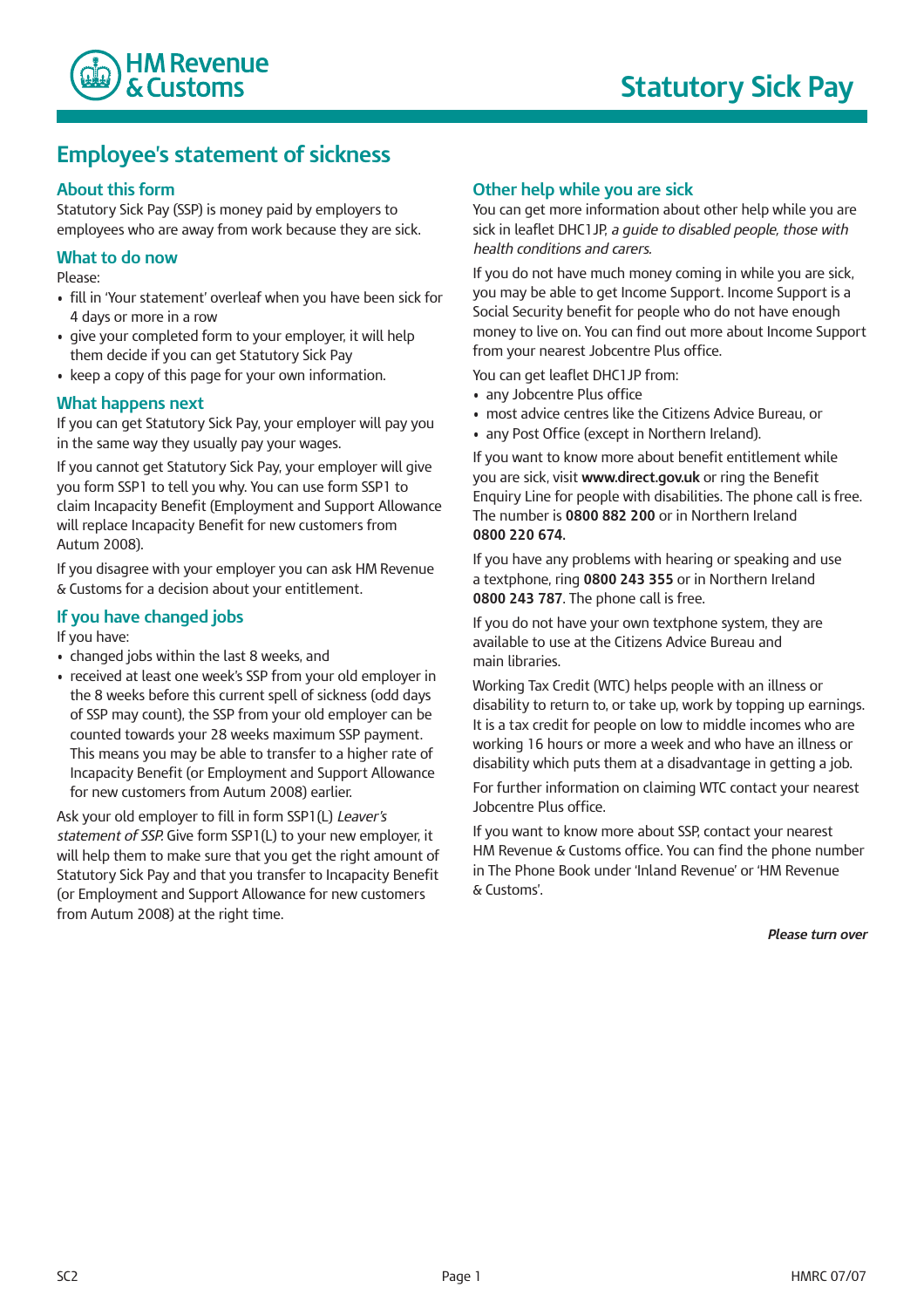HM Revenue & Customs

# Statutory Sick Pay

## Employee's statement of sickness

### About this form

Statutory Sick Pay (SSP) is money paid by employers to employees who are away from work because they are sick.

### What to do now

Please:

- fill in 'Your statement' overleaf when you have been sick for 4 days or more in a row
- give your completed form to your employer, it will help them decide if you can get Statutory Sick Pay
- keep a copy of this page for your own information.

### What happens next

If you can get Statutory Sick Pay, your employer will pay you in the same way they usually pay your wages.

If you cannot get Statutory Sick Pay, your employer will give you form SSP1 to tell you why. You can use form SSP1 to claim Incapacity Benefit (Employment and Support Allowance will replace Incapacity Benefit for new customers from Autum 2008).

If you disagree with your employer you can ask HM Revenue & Customs for a decision about your entitlement.

### If you have changed jobs

If you have:

- changed jobs within the last 8 weeks, and
- received at least one week's SSP from your old employer in the 8 weeks before this current spell of sickness (odd days of SSP may count), the SSP from your old employer can be counted towards your 28 weeks maximum SSP payment. This means you may be able to transfer to a higher rate of Incapacity Benefit (or Employment and Support Allowance for new customers from Autum 2008) earlier.

Ask your old employer to fill in form SSP1(L) *Leaver's statement of SSP.* Give form SSP1(L) to your new employer, it will help them to make sure that you get the right amount of Statutory Sick Pay and that you transfer to Incapacity Benefit (or Employment and Support Allowance for new customers from Autum 2008) at the right time.

### Other help while you are sick

You can get more information about other help while you are sick in leaflet DHC1JP, *a guide to disabled people, those with health conditions and carers.*

If you do not have much money coming in while you are sick, you may be able to get Income Support. Income Support is a Social Security benefit for people who do not have enough money to live on. You can find out more about Income Support from your nearest Jobcentre Plus office.

You can get leaflet DHC1JP from:

- any Jobcentre Plus office
- most advice centres like the Citizens Advice Bureau, or
- any Post Office (except in Northern Ireland).

If you want to know more about benefit entitlement while you are sick, visit **www.direct.gov.uk** or ring the Benefit Enquiry Line for people with disabilities. The phone call is free. The number is **0800 882 200** or in Northern Ireland **0800 220 674.**

If you have any problems with hearing or speaking and use a textphone, ring **0800 243 355** or in Northern Ireland **0800 243 787**. The phone call is free.

If you do not have your own textphone system, they are available to use at the Citizens Advice Bureau and main libraries.

Working Tax Credit (WTC) helps people with an illness or disability to return to, or take up, work by topping up earnings. It is a tax credit for people on low to middle incomes who are working 16 hours or more a week and who have an illness or disability which puts them at a disadvantage in getting a job.

For further information on claiming WTC contact your nearest Jobcentre Plus office.

If you want to know more about SSP, contact your nearest HM Revenue & Customs office. You can find the phone number in The Phone Book under 'Inland Revenue' or 'HM Revenue & Customs'.

***Please turn over***

SC2 HMRC 07/07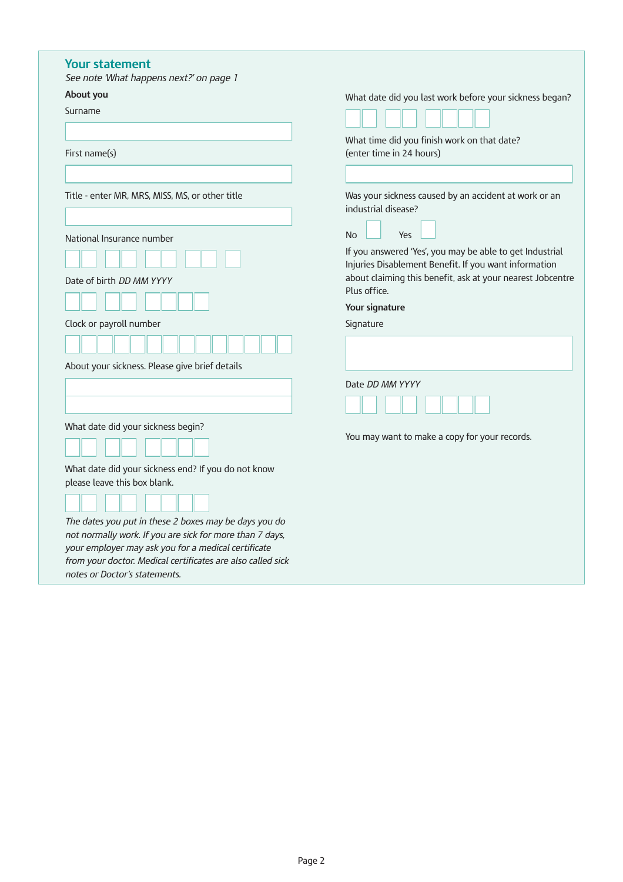## Your statement

*See note 'What happens next?' on page 1*

**About you**

Surname

First name(s)

Title - enter MR, MRS, MISS, MS, or other title

National Insurance number

Date of birth *DD MM YYYY*

Clock or payroll number

About your sickness. Please give brief details

What date did your sickness begin?

What date did your sickness end? If you do not know please leave this box blank.

*The dates you put in these 2 boxes may be days you do not normally work. If you are sick for more than 7 days, your employer may ask you for a medical certificate from your doctor. Medical certificates are also called sick notes or Doctor's statements.*

What date did you last work before your sickness began?

What time did you finish work on that date? (enter time in 24 hours)

Was your sickness caused by an accident at work or an industrial disease?

No ☐ Yes ☐

If you answered 'Yes', you may be able to get Industrial Injuries Disablement Benefit. If you want information about claiming this benefit, ask at your nearest Jobcentre Plus office.

**Your signature**

Signature

Date *DD MM YYYY*

You may want to make a copy for your records.